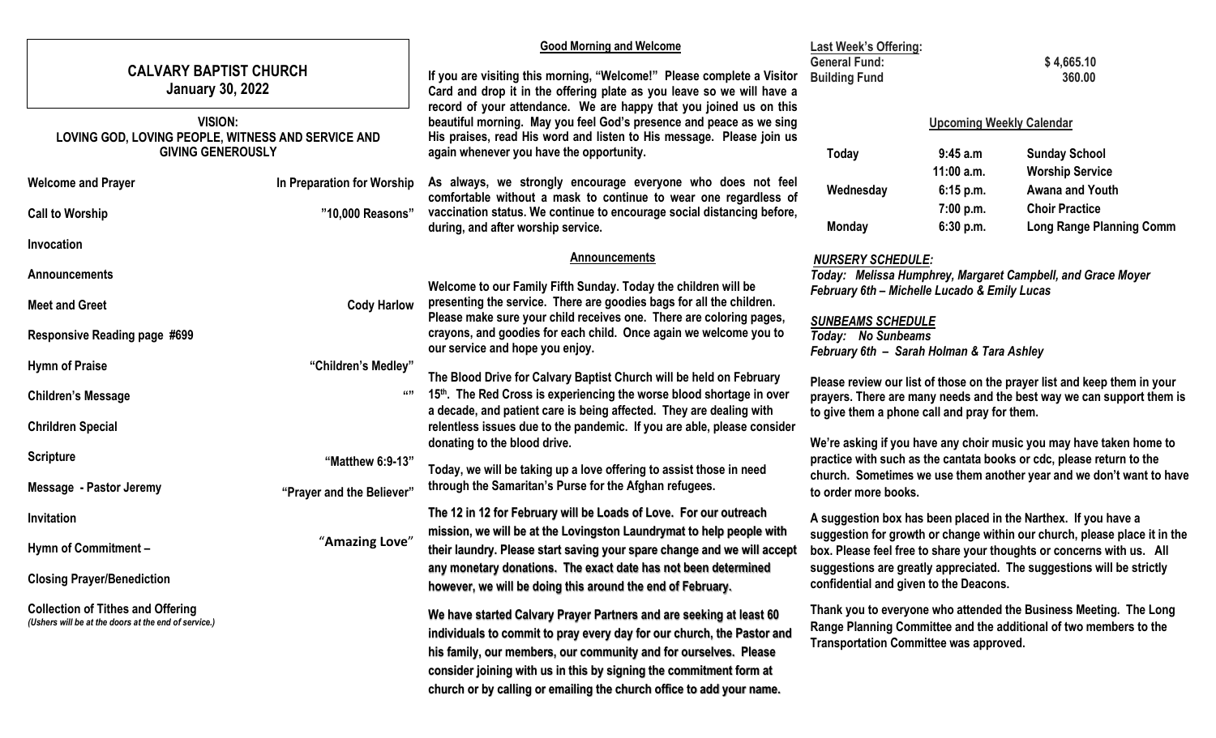# CALVARY BAPTIST CHURCH
## January 30, 2022

**VISION:**
**LOVING GOD, LOVING PEOPLE, WITNESS AND SERVICE AND GIVING GENEROUSLY**

| | |
|---|---|
| **Welcome and Prayer** | **In Preparation for Worship** |
| **Call to Worship** | **"10,000 Reasons"** |
| **Invocation** | |
| **Announcements** | |
| **Meet and Greet** | **Cody Harlow** |
| **Responsive Reading page #699** | |
| **Hymn of Praise** | **"Children's Medley"** |
| **Children's Message** | **""** |
| **Chrildren Special** | |
| **Scripture** | **"Matthew 6:9-13"** |
| **Message - Pastor Jeremy** | **"Prayer and the Believer"** |
| **Invitation** | |
| **Hymn of Commitment –** | **"Amazing Love"** |
| **Closing Prayer/Benediction** | |
| **Collection of Tithes and Offering** | |

*(Ushers will be at the doors at the end of service.)*

### Good Morning and Welcome

**If you are visiting this morning, "Welcome!" Please complete a Visitor Card and drop it in the offering plate as you leave so we will have a record of your attendance. We are happy that you joined us on this beautiful morning. May you feel God's presence and peace as we sing His praises, read His word and listen to His message. Please join us again whenever you have the opportunity.**

**As always, we strongly encourage everyone who does not feel comfortable without a mask to continue to wear one regardless of vaccination status. We continue to encourage social distancing before, during, and after worship service.**

### Announcements

**Welcome to our Family Fifth Sunday. Today the children will be presenting the service. There are goodies bags for all the children. Please make sure your child receives one. There are coloring pages, crayons, and goodies for each child. Once again we welcome you to our service and hope you enjoy.**

**The Blood Drive for Calvary Baptist Church will be held on February 15th. The Red Cross is experiencing the worse blood shortage in over a decade, and patient care is being affected. They are dealing with relentless issues due to the pandemic. If you are able, please consider donating to the blood drive.**

**Today, we will be taking up a love offering to assist those in need through the Samaritan's Purse for the Afghan refugees.**

**The 12 in 12 for February will be Loads of Love. For our outreach mission, we will be at the Lovingston Laundrymat to help people with their laundry. Please start saving your spare change and we will accept any monetary donations. The exact date has not been determined however, we will be doing this around the end of February.**

**We have started Calvary Prayer Partners and are seeking at least 60 individuals to commit to pray every day for our church, the Pastor and his family, our members, our community and for ourselves. Please consider joining with us in this by signing the commitment form at church or by calling or emailing the church office to add your name.**

**Last Week's Offering:**

| | |
|---|---|
| **General Fund:** | **$ 4,665.10** |
| **Building Fund** | **360.00** |

### Upcoming Weekly Calendar

| | | |
|---|---|---|
| **Today** | **9:45 a.m** | **Sunday School** |
| | **11:00 a.m.** | **Worship Service** |
| **Wednesday** | **6:15 p.m.** | **Awana and Youth** |
| | **7:00 p.m.** | **Choir Practice** |
| **Monday** | **6:30 p.m.** | **Long Range Planning Comm** |

***NURSERY SCHEDULE:***
***Today: Melissa Humphrey, Margaret Campbell, and Grace Moyer***
***February 6th – Michelle Lucado & Emily Lucas***

***SUNBEAMS SCHEDULE***
***Today: No Sunbeams***
***February 6th – Sarah Holman & Tara Ashley***

**Please review our list of those on the prayer list and keep them in your prayers. There are many needs and the best way we can support them is to give them a phone call and pray for them.**

**We're asking if you have any choir music you may have taken home to practice with such as the cantata books or cdc, please return to the church. Sometimes we use them another year and we don't want to have to order more books.**

**A suggestion box has been placed in the Narthex. If you have a suggestion for growth or change within our church, please place it in the box. Please feel free to share your thoughts or concerns with us. All suggestions are greatly appreciated. The suggestions will be strictly confidential and given to the Deacons.**

**Thank you to everyone who attended the Business Meeting. The Long Range Planning Committee and the additional of two members to the Transportation Committee was approved.**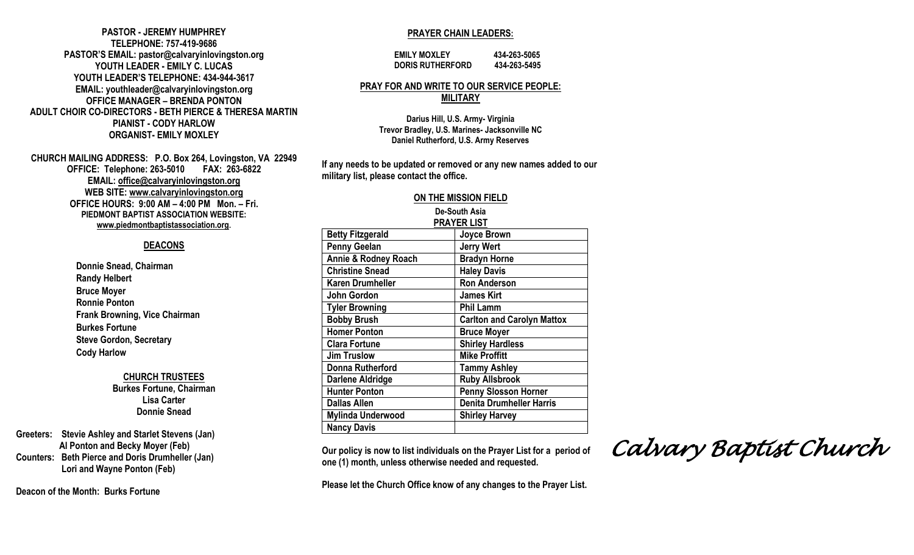**PASTOR - JEREMY HUMPHREY**
**TELEPHONE: 757-419-9686**
**PASTOR'S EMAIL: pastor@calvaryinlovingston.org**
**YOUTH LEADER - EMILY C. LUCAS**
**YOUTH LEADER'S TELEPHONE: 434-944-3617**
**EMAIL: youthleader@calvaryinlovingston.org**
**OFFICE MANAGER – BRENDA PONTON**
**ADULT CHOIR CO-DIRECTORS - BETH PIERCE & THERESA MARTIN**
**PIANIST - CODY HARLOW**
**ORGANIST- EMILY MOXLEY**

**CHURCH MAILING ADDRESS: P.O. Box 264, Lovingston, VA 22949**
**OFFICE: Telephone: 263-5010 FAX: 263-6822**
**EMAIL: office@calvaryinlovingston.org**
**WEB SITE: www.calvaryinlovingston.org**
**OFFICE HOURS: 9:00 AM – 4:00 PM Mon. – Fri.**
**PIEDMONT BAPTIST ASSOCIATION WEBSITE:**
**www.piedmontbaptistassociation.org.**

## DEACONS

**Donnie Snead, Chairman**
**Randy Helbert**
**Bruce Moyer**
**Ronnie Ponton**
**Frank Browning, Vice Chairman**
**Burkes Fortune**
**Steve Gordon, Secretary**
**Cody Harlow**

## CHURCH TRUSTEES

**Burkes Fortune, Chairman**
**Lisa Carter**
**Donnie Snead**

**Greeters: Stevie Ashley and Starlet Stevens (Jan)**
**Al Ponton and Becky Moyer (Feb)**
**Counters: Beth Pierce and Doris Drumheller (Jan)**
**Lori and Wayne Ponton (Feb)**

**Deacon of the Month: Burks Fortune**

## PRAYER CHAIN LEADERS:

**EMILY MOXLEY 434-263-5065**
**DORIS RUTHERFORD 434-263-5495**

## PRAY FOR AND WRITE TO OUR SERVICE PEOPLE:

## MILITARY

**Darius Hill, U.S. Army- Virginia**
**Trevor Bradley, U.S. Marines- Jacksonville NC**
**Daniel Rutherford, U.S. Army Reserves**

**If any needs to be updated or removed or any new names added to our military list, please contact the office.**

## ON THE MISSION FIELD

**De-South Asia**

## PRAYER LIST

| | |
|---|---|
| Betty Fitzgerald | Joyce Brown |
| Penny Geelan | Jerry Wert |
| Annie & Rodney Roach | Bradyn Horne |
| Christine Snead | Haley Davis |
| Karen Drumheller | Ron Anderson |
| John Gordon | James Kirt |
| Tyler Browning | Phil Lamm |
| Bobby Brush | Carlton and Carolyn Mattox |
| Homer Ponton | Bruce Moyer |
| Clara Fortune | Shirley Hardless |
| Jim Truslow | Mike Proffitt |
| Donna Rutherford | Tammy Ashley |
| Darlene Aldridge | Ruby Allsbrook |
| Hunter Ponton | Penny Slosson Horner |
| Dallas Allen | Denita Drumheller Harris |
| Mylinda Underwood | Shirley Harvey |
| Nancy Davis | |

**Our policy is now to list individuals on the Prayer List for a period of one (1) month, unless otherwise needed and requested.**

**Please let the Church Office know of any changes to the Prayer List.**

*Calvary Baptist Church*